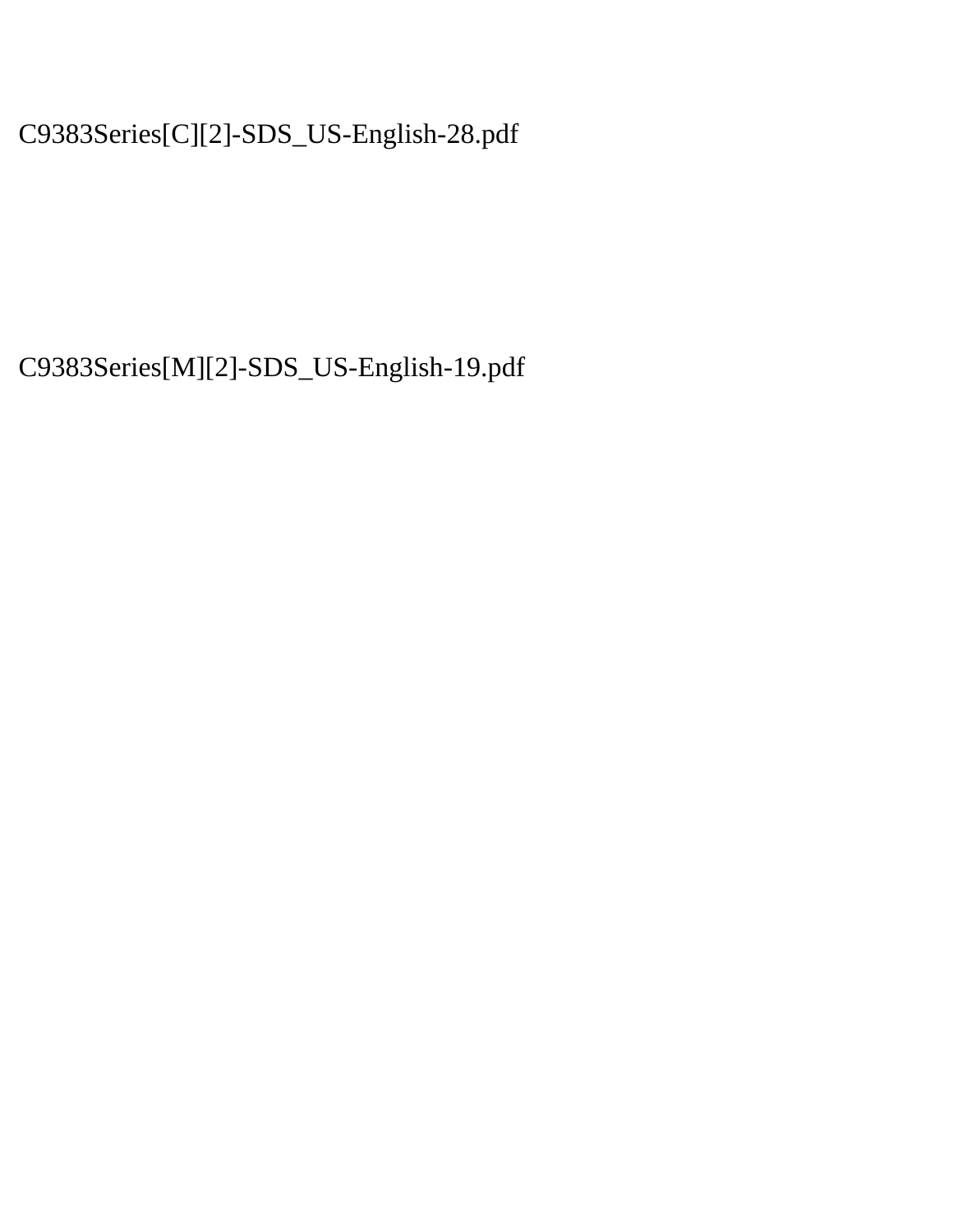C9383Series[C][2]-SDS_US-English-28.pdf

C9383Series[M][2]-SDS_US-English-19.pdf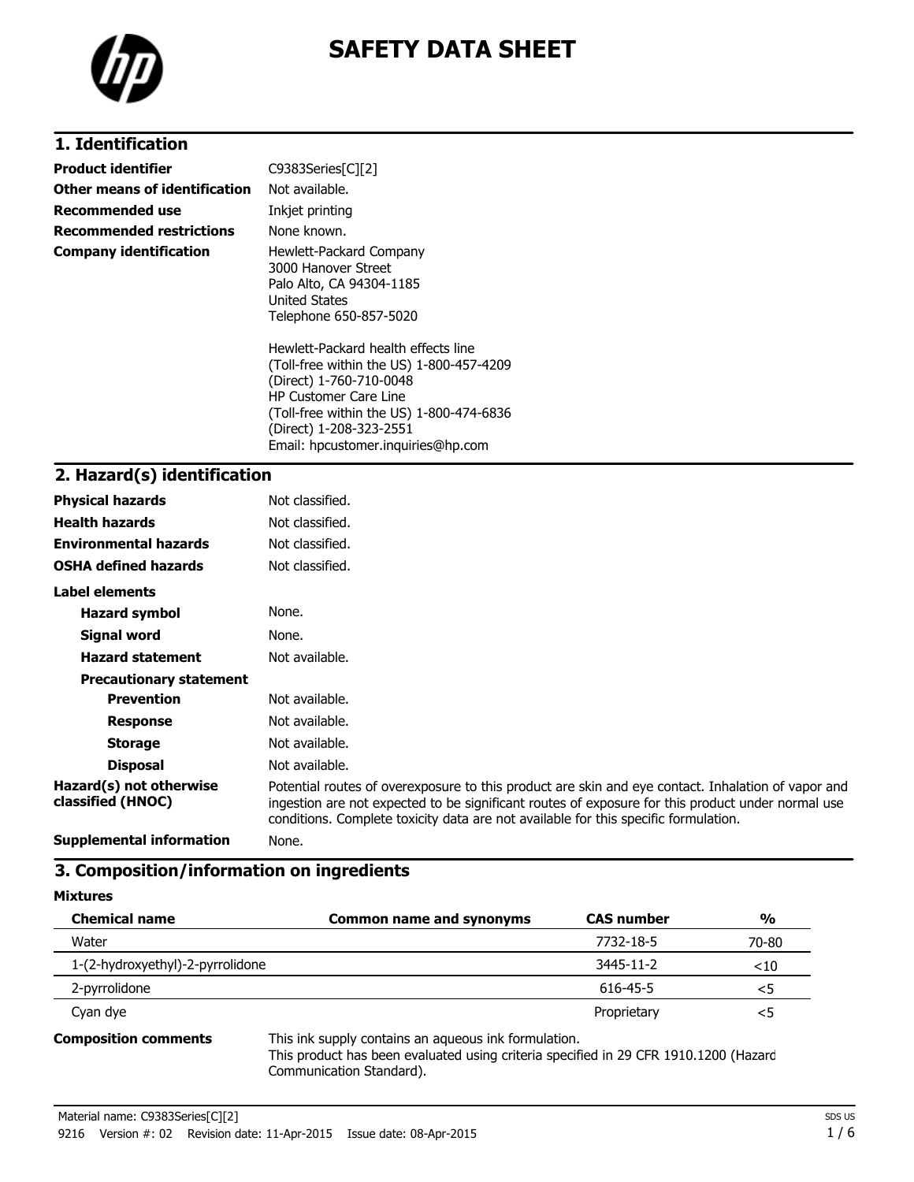# SAFETY DATA SHEET

## 1. Identification

| | |
|---|---|
| **Product identifier** | C9383Series[C][2] |
| **Other means of identification** | Not available. |
| **Recommended use** | Inkjet printing |
| **Recommended restrictions** | None known. |
| **Company identification** | Hewlett-Packard Company<br>3000 Hanover Street<br>Palo Alto, CA 94304-1185<br>United States<br>Telephone 650-857-5020<br><br>Hewlett-Packard health effects line<br>(Toll-free within the US) 1-800-457-4209<br>(Direct) 1-760-710-0048<br>HP Customer Care Line<br>(Toll-free within the US) 1-800-474-6836<br>(Direct) 1-208-323-2551<br>Email: hpcustomer.inquiries@hp.com |

## 2. Hazard(s) identification

| | |
|---|---|
| **Physical hazards** | Not classified. |
| **Health hazards** | Not classified. |
| **Environmental hazards** | Not classified. |
| **OSHA defined hazards** | Not classified. |

**Label elements**

| | |
|---|---|
| **Hazard symbol** | None. |
| **Signal word** | None. |
| **Hazard statement** | Not available. |
| **Precautionary statement** | |
| **Prevention** | Not available. |
| **Response** | Not available. |
| **Storage** | Not available. |
| **Disposal** | Not available. |
| **Hazard(s) not otherwise classified (HNOC)** | Potential routes of overexposure to this product are skin and eye contact. Inhalation of vapor and ingestion are not expected to be significant routes of exposure for this product under normal use conditions. Complete toxicity data are not available for this specific formulation. |
| **Supplemental information** | None. |

## 3. Composition/information on ingredients

**Mixtures**

| Chemical name | Common name and synonyms | CAS number | % |
|---|---|---|---|
| Water | | 7732-18-5 | 70-80 |
| 1-(2-hydroxyethyl)-2-pyrrolidone | | 3445-11-2 | <10 |
| 2-pyrrolidone | | 616-45-5 | <5 |
| Cyan dye | | Proprietary | <5 |

**Composition comments** This ink supply contains an aqueous ink formulation.
This product has been evaluated using criteria specified in 29 CFR 1910.1200 (Hazard Communication Standard).

Material name: C9383Series[C][2]
9216 Version #: 02 Revision date: 11-Apr-2015 Issue date: 08-Apr-2015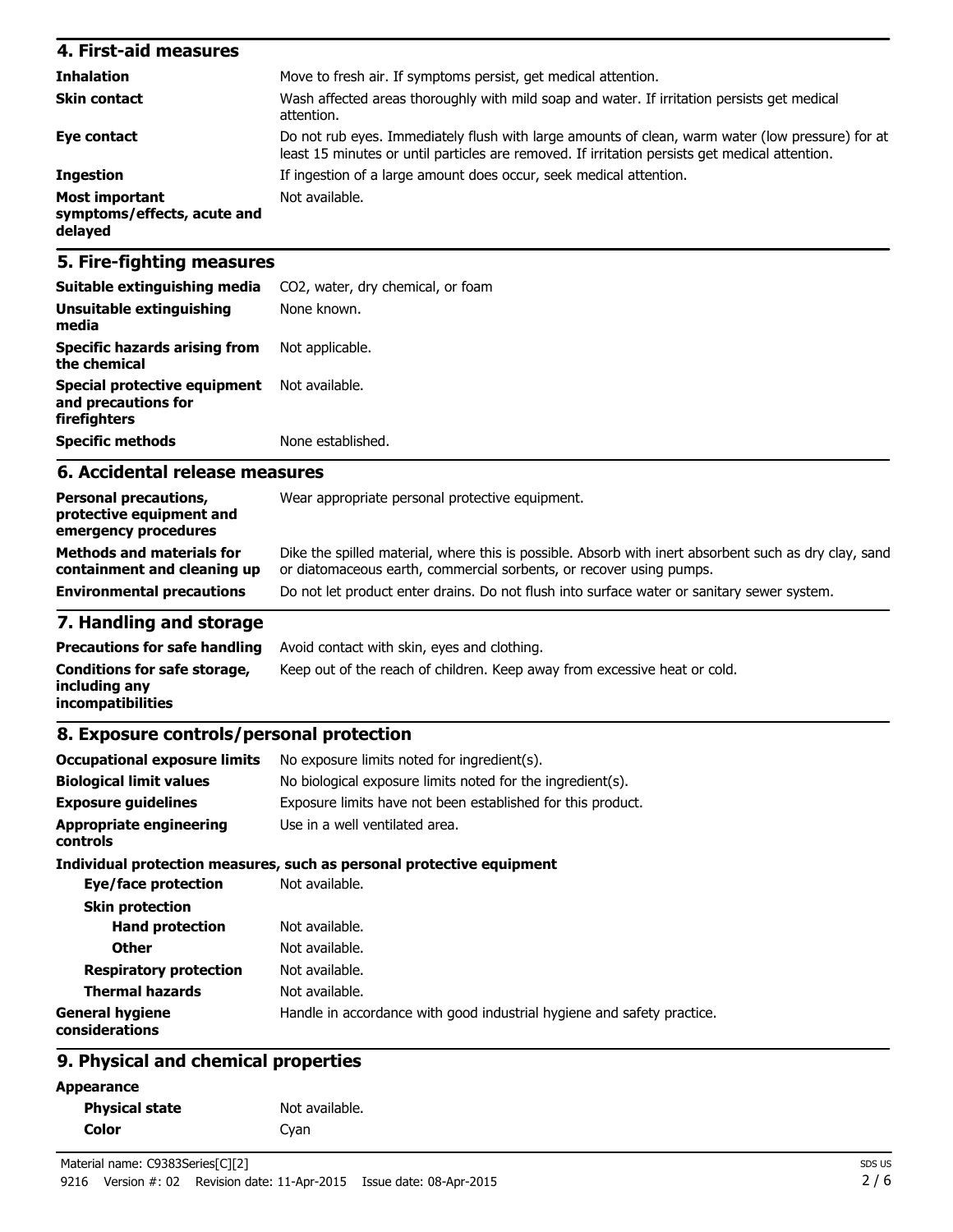## 4. First-aid measures

| | |
|---|---|
| **Inhalation** | Move to fresh air. If symptoms persist, get medical attention. |
| **Skin contact** | Wash affected areas thoroughly with mild soap and water. If irritation persists get medical attention. |
| **Eye contact** | Do not rub eyes. Immediately flush with large amounts of clean, warm water (low pressure) for at least 15 minutes or until particles are removed. If irritation persists get medical attention. |
| **Ingestion** | If ingestion of a large amount does occur, seek medical attention. |
| **Most important symptoms/effects, acute and delayed** | Not available. |

## 5. Fire-fighting measures

| | |
|---|---|
| **Suitable extinguishing media** | $CO_2$, water, dry chemical, or foam |
| **Unsuitable extinguishing media** | None known. |
| **Specific hazards arising from the chemical** | Not applicable. |
| **Special protective equipment and precautions for firefighters** | Not available. |
| **Specific methods** | None established. |

## 6. Accidental release measures

| | |
|---|---|
| **Personal precautions, protective equipment and emergency procedures** | Wear appropriate personal protective equipment. |
| **Methods and materials for containment and cleaning up** | Dike the spilled material, where this is possible. Absorb with inert absorbent such as dry clay, sand or diatomaceous earth, commercial sorbents, or recover using pumps. |
| **Environmental precautions** | Do not let product enter drains. Do not flush into surface water or sanitary sewer system. |

## 7. Handling and storage

| | |
|---|---|
| **Precautions for safe handling** | Avoid contact with skin, eyes and clothing. |
| **Conditions for safe storage, including any incompatibilities** | Keep out of the reach of children. Keep away from excessive heat or cold. |

## 8. Exposure controls/personal protection

| | |
|---|---|
| **Occupational exposure limits** | No exposure limits noted for ingredient(s). |
| **Biological limit values** | No biological exposure limits noted for the ingredient(s). |
| **Exposure guidelines** | Exposure limits have not been established for this product. |
| **Appropriate engineering controls** | Use in a well ventilated area. |

**Individual protection measures, such as personal protective equipment**

| | |
|---|---|
| **Eye/face protection** | Not available. |
| **Skin protection** | |
| **Hand protection** | Not available. |
| **Other** | Not available. |
| **Respiratory protection** | Not available. |
| **Thermal hazards** | Not available. |
| **General hygiene considerations** | Handle in accordance with good industrial hygiene and safety practice. |

## 9. Physical and chemical properties

**Appearance**

| | |
|---|---|
| **Physical state** | Not available. |
| **Color** | Cyan |

Material name: C9383Series[C][2]

9216 Version #: 02 Revision date: 11-Apr-2015 Issue date: 08-Apr-2015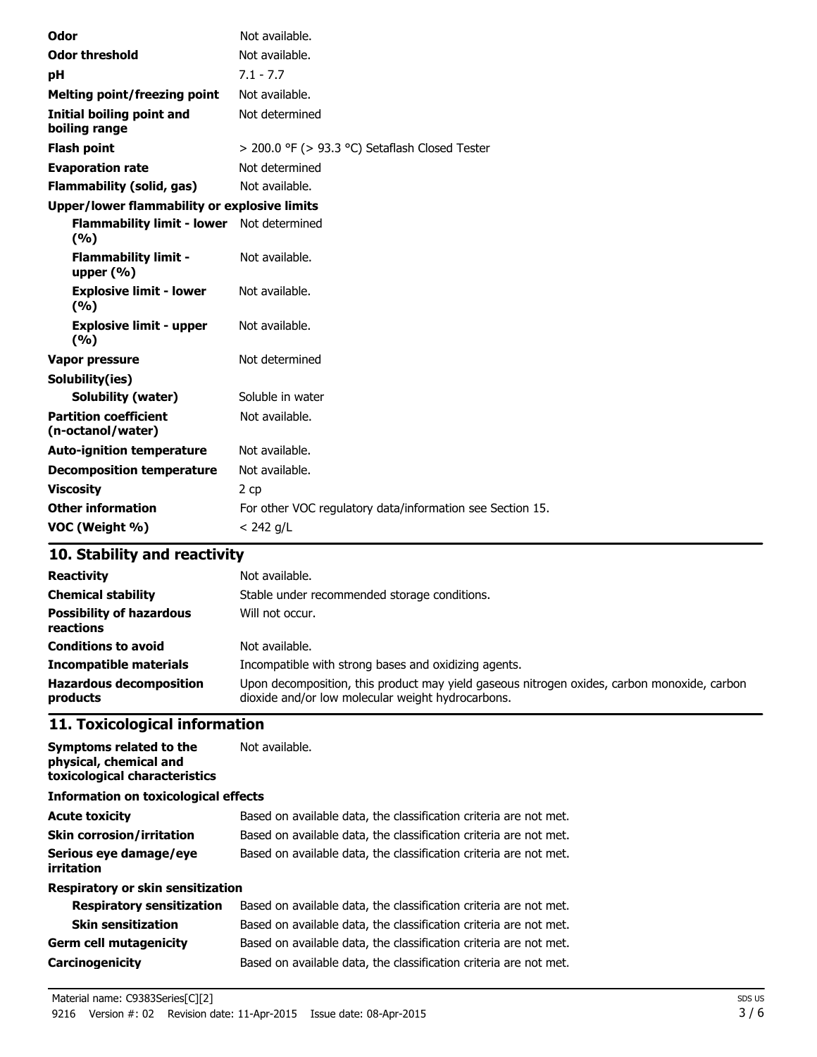| | |
|---|---|
| **Odor** | Not available. |
| **Odor threshold** | Not available. |
| **pH** | 7.1 - 7.7 |
| **Melting point/freezing point** | Not available. |
| **Initial boiling point and boiling range** | Not determined |
| **Flash point** | > 200.0 °F (> 93.3 °C) Setaflash Closed Tester |
| **Evaporation rate** | Not determined |
| **Flammability (solid, gas)** | Not available. |
| **Upper/lower flammability or explosive limits** | |
| **Flammability limit - lower (%)** | Not determined |
| **Flammability limit - upper (%)** | Not available. |
| **Explosive limit - lower (%)** | Not available. |
| **Explosive limit - upper (%)** | Not available. |
| **Vapor pressure** | Not determined |
| **Solubility(ies)** | |
| **Solubility (water)** | Soluble in water |
| **Partition coefficient (n-octanol/water)** | Not available. |
| **Auto-ignition temperature** | Not available. |
| **Decomposition temperature** | Not available. |
| **Viscosity** | 2 cp |
| **Other information** | For other VOC regulatory data/information see Section 15. |
| **VOC (Weight %)** | < 242 g/L |

## 10. Stability and reactivity

| | |
|---|---|
| **Reactivity** | Not available. |
| **Chemical stability** | Stable under recommended storage conditions. |
| **Possibility of hazardous reactions** | Will not occur. |
| **Conditions to avoid** | Not available. |
| **Incompatible materials** | Incompatible with strong bases and oxidizing agents. |
| **Hazardous decomposition products** | Upon decomposition, this product may yield gaseous nitrogen oxides, carbon monoxide, carbon dioxide and/or low molecular weight hydrocarbons. |

## 11. Toxicological information

| | |
|---|---|
| **Symptoms related to the physical, chemical and toxicological characteristics** | Not available. |
| **Information on toxicological effects** | |
| **Acute toxicity** | Based on available data, the classification criteria are not met. |
| **Skin corrosion/irritation** | Based on available data, the classification criteria are not met. |
| **Serious eye damage/eye irritation** | Based on available data, the classification criteria are not met. |
| **Respiratory or skin sensitization** | |
| **Respiratory sensitization** | Based on available data, the classification criteria are not met. |
| **Skin sensitization** | Based on available data, the classification criteria are not met. |
| **Germ cell mutagenicity** | Based on available data, the classification criteria are not met. |
| **Carcinogenicity** | Based on available data, the classification criteria are not met. |

Material name: C9383Series[C][2]
9216 Version #: 02 Revision date: 11-Apr-2015 Issue date: 08-Apr-2015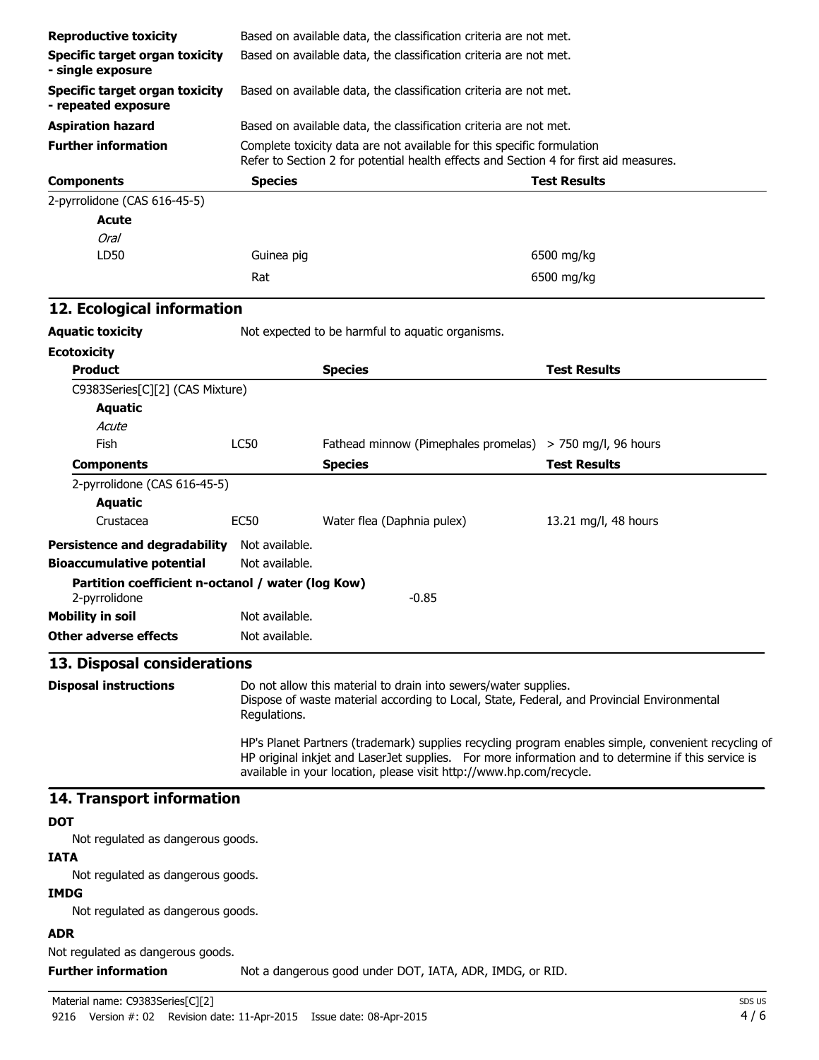| | |
|---|---|
| **Reproductive toxicity** | Based on available data, the classification criteria are not met. |
| **Specific target organ toxicity - single exposure** | Based on available data, the classification criteria are not met. |
| **Specific target organ toxicity - repeated exposure** | Based on available data, the classification criteria are not met. |
| **Aspiration hazard** | Based on available data, the classification criteria are not met. |
| **Further information** | Complete toxicity data are not available for this specific formulation<br>Refer to Section 2 for potential health effects and Section 4 for first aid measures. |

| Components | Species | Test Results |
|---|---|---|
| 2-pyrrolidone (CAS 616-45-5) | | |
| **Acute** | | |
| *Oral* | | |
| LD50 | Guinea pig | 6500 mg/kg |
| | Rat | 6500 mg/kg |

## 12. Ecological information

**Aquatic toxicity** Not expected to be harmful to aquatic organisms.

**Ecotoxicity**

| Product | | Species | Test Results |
|---|---|---|---|
| C9383Series[C][2] (CAS Mixture) | | | |
| **Aquatic** | | | |
| *Acute* | | | |
| Fish | LC50 | Fathead minnow (Pimephales promelas) | > 750 mg/l, 96 hours |
| **Components** | | **Species** | **Test Results** |
| 2-pyrrolidone (CAS 616-45-5) | | | |
| **Aquatic** | | | |
| Crustacea | EC50 | Water flea (Daphnia pulex) | 13.21 mg/l, 48 hours |

**Persistence and degradability** Not available.

**Bioaccumulative potential** Not available.

**Partition coefficient n-octanol / water (log Kow)**
2-pyrrolidone -0.85

**Mobility in soil** Not available.

**Other adverse effects** Not available.

## 13. Disposal considerations

**Disposal instructions**

Do not allow this material to drain into sewers/water supplies.
Dispose of waste material according to Local, State, Federal, and Provincial Environmental Regulations.

HP's Planet Partners (trademark) supplies recycling program enables simple, convenient recycling of HP original inkjet and LaserJet supplies. For more information and to determine if this service is available in your location, please visit http://www.hp.com/recycle.

## 14. Transport information

**DOT**

Not regulated as dangerous goods.

**IATA**

Not regulated as dangerous goods.

**IMDG**

Not regulated as dangerous goods.

**ADR**

Not regulated as dangerous goods.

**Further information** Not a dangerous good under DOT, IATA, ADR, IMDG, or RID.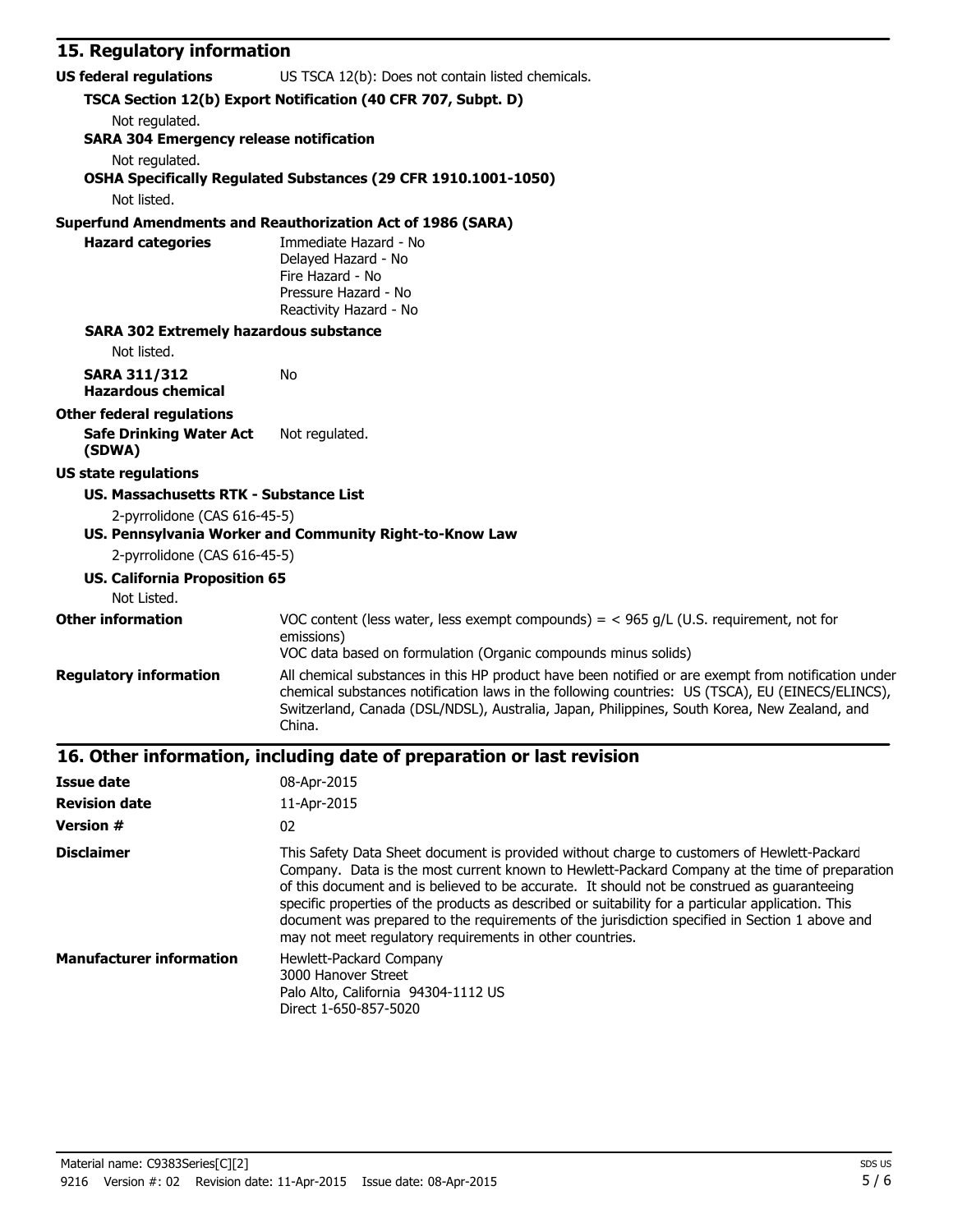## 15. Regulatory information

**US federal regulations** US TSCA 12(b): Does not contain listed chemicals.

**TSCA Section 12(b) Export Notification (40 CFR 707, Subpt. D)**

Not regulated.

**SARA 304 Emergency release notification**

Not regulated.

**OSHA Specifically Regulated Substances (29 CFR 1910.1001-1050)**

Not listed.

**Superfund Amendments and Reauthorization Act of 1986 (SARA)**

**Hazard categories**

Immediate Hazard - No
Delayed Hazard - No
Fire Hazard - No
Pressure Hazard - No
Reactivity Hazard - No

**SARA 302 Extremely hazardous substance**

Not listed.

**SARA 311/312 Hazardous chemical** No

**Other federal regulations**

**Safe Drinking Water Act (SDWA)** Not regulated.

**US state regulations**

**US. Massachusetts RTK - Substance List**

2-pyrrolidone (CAS 616-45-5)

**US. Pennsylvania Worker and Community Right-to-Know Law**

2-pyrrolidone (CAS 616-45-5)

**US. California Proposition 65**

Not Listed.

**Other information**

VOC content (less water, less exempt compounds) = < 965 g/L (U.S. requirement, not for emissions)
VOC data based on formulation (Organic compounds minus solids)

**Regulatory information**

All chemical substances in this HP product have been notified or are exempt from notification under chemical substances notification laws in the following countries: US (TSCA), EU (EINECS/ELINCS), Switzerland, Canada (DSL/NDSL), Australia, Japan, Philippines, South Korea, New Zealand, and China.

## 16. Other information, including date of preparation or last revision

**Issue date** 08-Apr-2015

**Revision date** 11-Apr-2015

**Version #** 02

**Disclaimer**

This Safety Data Sheet document is provided without charge to customers of Hewlett-Packard Company. Data is the most current known to Hewlett-Packard Company at the time of preparation of this document and is believed to be accurate. It should not be construed as guaranteeing specific properties of the products as described or suitability for a particular application. This document was prepared to the requirements of the jurisdiction specified in Section 1 above and may not meet regulatory requirements in other countries.

**Manufacturer information**

Hewlett-Packard Company
3000 Hanover Street
Palo Alto, California 94304-1112 US
Direct 1-650-857-5020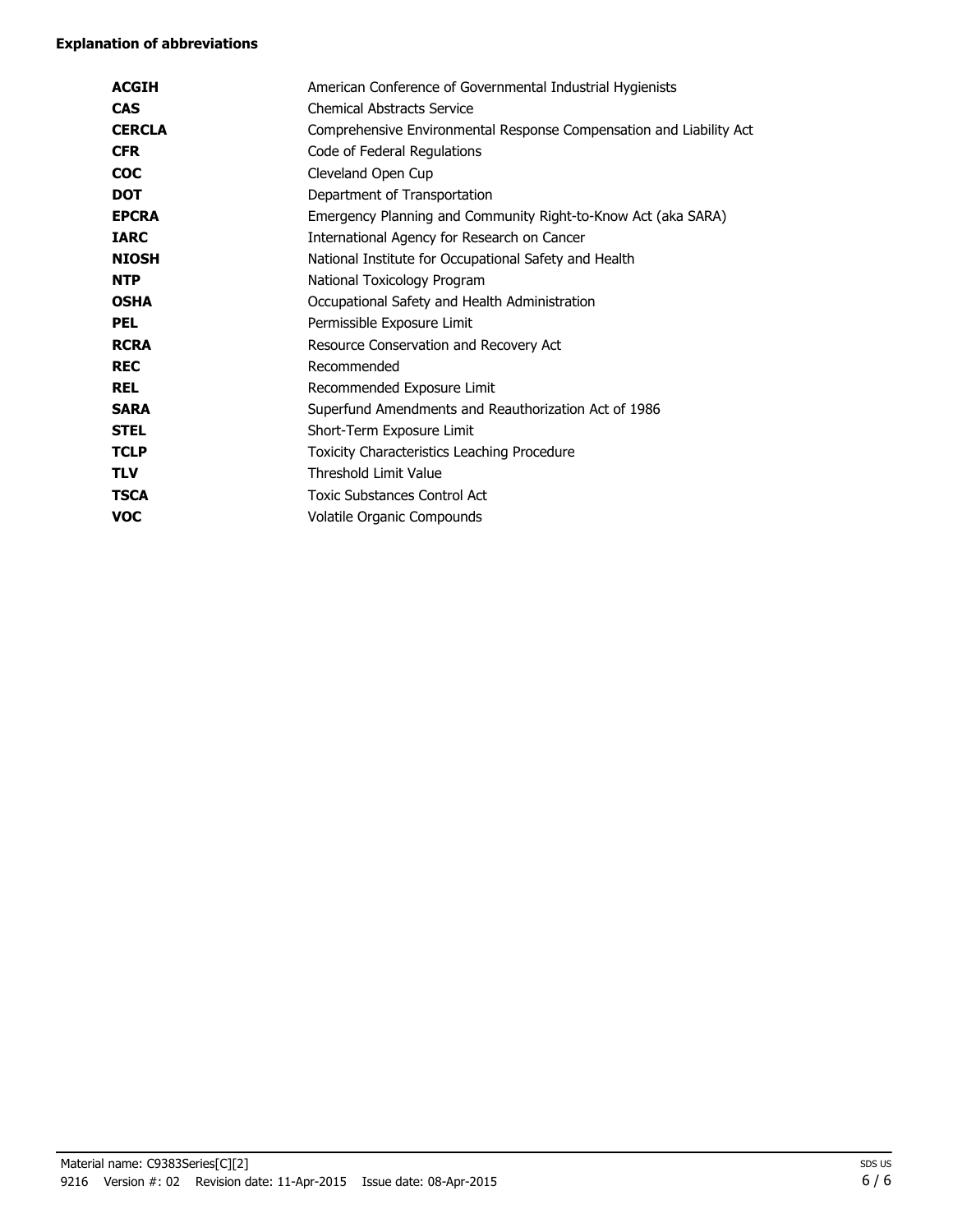**Explanation of abbreviations**

| | |
|---|---|
| **ACGIH** | American Conference of Governmental Industrial Hygienists |
| **CAS** | Chemical Abstracts Service |
| **CERCLA** | Comprehensive Environmental Response Compensation and Liability Act |
| **CFR** | Code of Federal Regulations |
| **COC** | Cleveland Open Cup |
| **DOT** | Department of Transportation |
| **EPCRA** | Emergency Planning and Community Right-to-Know Act (aka SARA) |
| **IARC** | International Agency for Research on Cancer |
| **NIOSH** | National Institute for Occupational Safety and Health |
| **NTP** | National Toxicology Program |
| **OSHA** | Occupational Safety and Health Administration |
| **PEL** | Permissible Exposure Limit |
| **RCRA** | Resource Conservation and Recovery Act |
| **REC** | Recommended |
| **REL** | Recommended Exposure Limit |
| **SARA** | Superfund Amendments and Reauthorization Act of 1986 |
| **STEL** | Short-Term Exposure Limit |
| **TCLP** | Toxicity Characteristics Leaching Procedure |
| **TLV** | Threshold Limit Value |
| **TSCA** | Toxic Substances Control Act |
| **VOC** | Volatile Organic Compounds |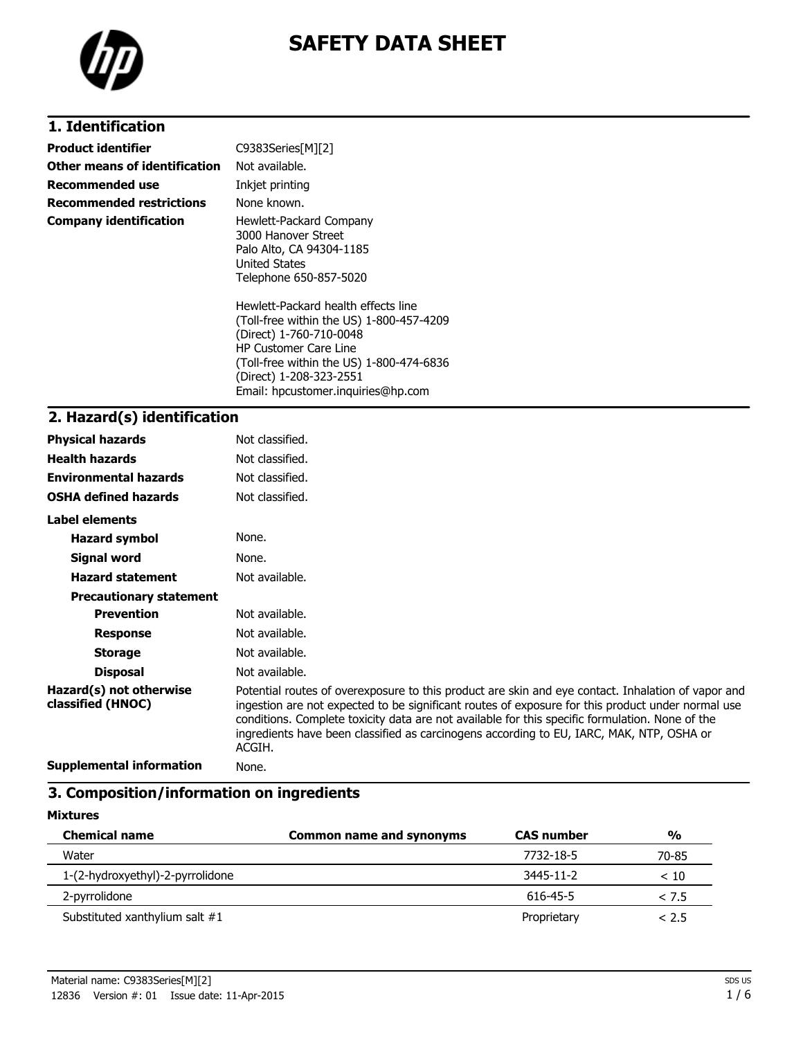# SAFETY DATA SHEET

## 1. Identification

| | |
|---|---|
| **Product identifier** | C9383Series[M][2] |
| **Other means of identification** | Not available. |
| **Recommended use** | Inkjet printing |
| **Recommended restrictions** | None known. |
| **Company identification** | Hewlett-Packard Company<br>3000 Hanover Street<br>Palo Alto, CA 94304-1185<br>United States<br>Telephone 650-857-5020<br><br>Hewlett-Packard health effects line<br>(Toll-free within the US) 1-800-457-4209<br>(Direct) 1-760-710-0048<br>HP Customer Care Line<br>(Toll-free within the US) 1-800-474-6836<br>(Direct) 1-208-323-2551<br>Email: hpcustomer.inquiries@hp.com |

## 2. Hazard(s) identification

| | |
|---|---|
| **Physical hazards** | Not classified. |
| **Health hazards** | Not classified. |
| **Environmental hazards** | Not classified. |
| **OSHA defined hazards** | Not classified. |

**Label elements**

| | |
|---|---|
| **Hazard symbol** | None. |
| **Signal word** | None. |
| **Hazard statement** | Not available. |
| **Precautionary statement** | |
| **Prevention** | Not available. |
| **Response** | Not available. |
| **Storage** | Not available. |
| **Disposal** | Not available. |
| **Hazard(s) not otherwise classified (HNOC)** | Potential routes of overexposure to this product are skin and eye contact. Inhalation of vapor and ingestion are not expected to be significant routes of exposure for this product under normal use conditions. Complete toxicity data are not available for this specific formulation. None of the ingredients have been classified as carcinogens according to EU, IARC, MAK, NTP, OSHA or ACGIH. |
| **Supplemental information** | None. |

## 3. Composition/information on ingredients

**Mixtures**

| Chemical name | Common name and synonyms | CAS number | % |
|---|---|---|---|
| Water | | 7732-18-5 | 70-85 |
| 1-(2-hydroxyethyl)-2-pyrrolidone | | 3445-11-2 | < 10 |
| 2-pyrrolidone | | 616-45-5 | < 7.5 |
| Substituted xanthylium salt #1 | | Proprietary | < 2.5 |

Material name: C9383Series[M][2]
12836 Version #: 01 Issue date: 11-Apr-2015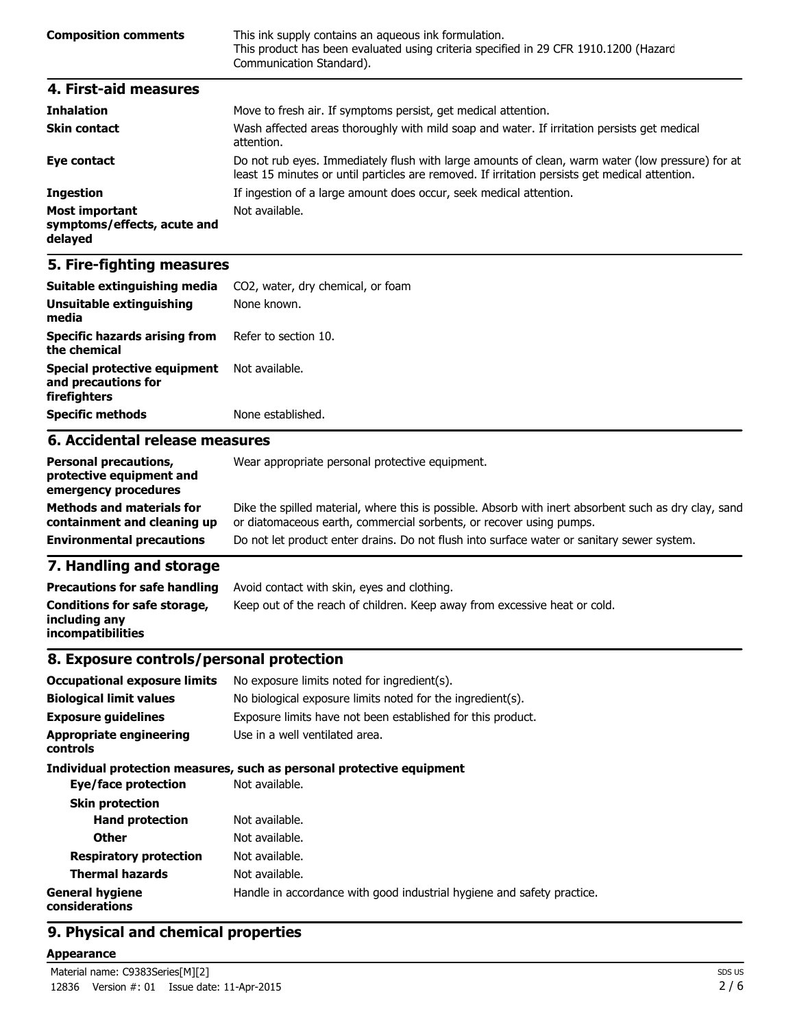| | |
|---|---|
| **Composition comments** | This ink supply contains an aqueous ink formulation. This product has been evaluated using criteria specified in 29 CFR 1910.1200 (Hazard Communication Standard). |

## 4. First-aid measures

| | |
|---|---|
| **Inhalation** | Move to fresh air. If symptoms persist, get medical attention. |
| **Skin contact** | Wash affected areas thoroughly with mild soap and water. If irritation persists get medical attention. |
| **Eye contact** | Do not rub eyes. Immediately flush with large amounts of clean, warm water (low pressure) for at least 15 minutes or until particles are removed. If irritation persists get medical attention. |
| **Ingestion** | If ingestion of a large amount does occur, seek medical attention. |
| **Most important symptoms/effects, acute and delayed** | Not available. |

## 5. Fire-fighting measures

| | |
|---|---|
| **Suitable extinguishing media** | $CO_2$, water, dry chemical, or foam |
| **Unsuitable extinguishing media** | None known. |
| **Specific hazards arising from the chemical** | Refer to section 10. |
| **Special protective equipment and precautions for firefighters** | Not available. |
| **Specific methods** | None established. |

## 6. Accidental release measures

| | |
|---|---|
| **Personal precautions, protective equipment and emergency procedures** | Wear appropriate personal protective equipment. |
| **Methods and materials for containment and cleaning up** | Dike the spilled material, where this is possible. Absorb with inert absorbent such as dry clay, sand or diatomaceous earth, commercial sorbents, or recover using pumps. |
| **Environmental precautions** | Do not let product enter drains. Do not flush into surface water or sanitary sewer system. |

## 7. Handling and storage

| | |
|---|---|
| **Precautions for safe handling** | Avoid contact with skin, eyes and clothing. |
| **Conditions for safe storage, including any incompatibilities** | Keep out of the reach of children. Keep away from excessive heat or cold. |

## 8. Exposure controls/personal protection

| | |
|---|---|
| **Occupational exposure limits** | No exposure limits noted for ingredient(s). |
| **Biological limit values** | No biological exposure limits noted for the ingredient(s). |
| **Exposure guidelines** | Exposure limits have not been established for this product. |
| **Appropriate engineering controls** | Use in a well ventilated area. |

**Individual protection measures, such as personal protective equipment**

| | |
|---|---|
| **Eye/face protection** | Not available. |
| **Skin protection** | |
| **Hand protection** | Not available. |
| **Other** | Not available. |
| **Respiratory protection** | Not available. |
| **Thermal hazards** | Not available. |
| **General hygiene considerations** | Handle in accordance with good industrial hygiene and safety practice. |

## 9. Physical and chemical properties

**Appearance**

Material name: C9383Series[M][2]
12836 Version #: 01 Issue date: 11-Apr-2015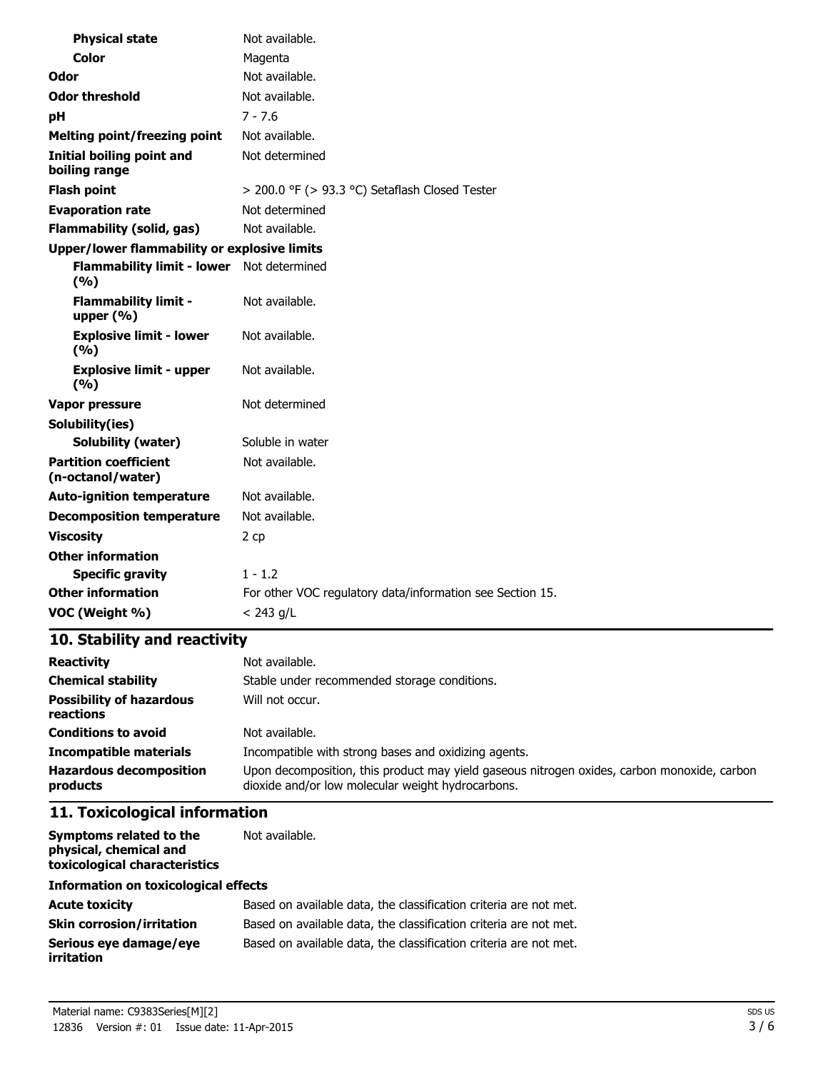| | |
|---|---|
| **Physical state** | Not available. |
| **Color** | Magenta |
| **Odor** | Not available. |
| **Odor threshold** | Not available. |
| **pH** | 7 - 7.6 |
| **Melting point/freezing point** | Not available. |
| **Initial boiling point and boiling range** | Not determined |
| **Flash point** | > 200.0 °F (> 93.3 °C) Setaflash Closed Tester |
| **Evaporation rate** | Not determined |
| **Flammability (solid, gas)** | Not available. |
| **Upper/lower flammability or explosive limits** | |
| **Flammability limit - lower (%)** | Not determined |
| **Flammability limit - upper (%)** | Not available. |
| **Explosive limit - lower (%)** | Not available. |
| **Explosive limit - upper (%)** | Not available. |
| **Vapor pressure** | Not determined |
| **Solubility(ies)** | |
| **Solubility (water)** | Soluble in water |
| **Partition coefficient (n-octanol/water)** | Not available. |
| **Auto-ignition temperature** | Not available. |
| **Decomposition temperature** | Not available. |
| **Viscosity** | 2 cp |
| **Other information** | |
| **Specific gravity** | 1 - 1.2 |
| **Other information** | For other VOC regulatory data/information see Section 15. |
| **VOC (Weight %)** | < 243 g/L |

## 10. Stability and reactivity

| | |
|---|---|
| **Reactivity** | Not available. |
| **Chemical stability** | Stable under recommended storage conditions. |
| **Possibility of hazardous reactions** | Will not occur. |
| **Conditions to avoid** | Not available. |
| **Incompatible materials** | Incompatible with strong bases and oxidizing agents. |
| **Hazardous decomposition products** | Upon decomposition, this product may yield gaseous nitrogen oxides, carbon monoxide, carbon dioxide and/or low molecular weight hydrocarbons. |

## 11. Toxicological information

| | |
|---|---|
| **Symptoms related to the physical, chemical and toxicological characteristics** | Not available. |

**Information on toxicological effects**

| | |
|---|---|
| **Acute toxicity** | Based on available data, the classification criteria are not met. |
| **Skin corrosion/irritation** | Based on available data, the classification criteria are not met. |
| **Serious eye damage/eye irritation** | Based on available data, the classification criteria are not met. |

Material name: C9383Series[M][2]
12836 Version #: 01 Issue date: 11-Apr-2015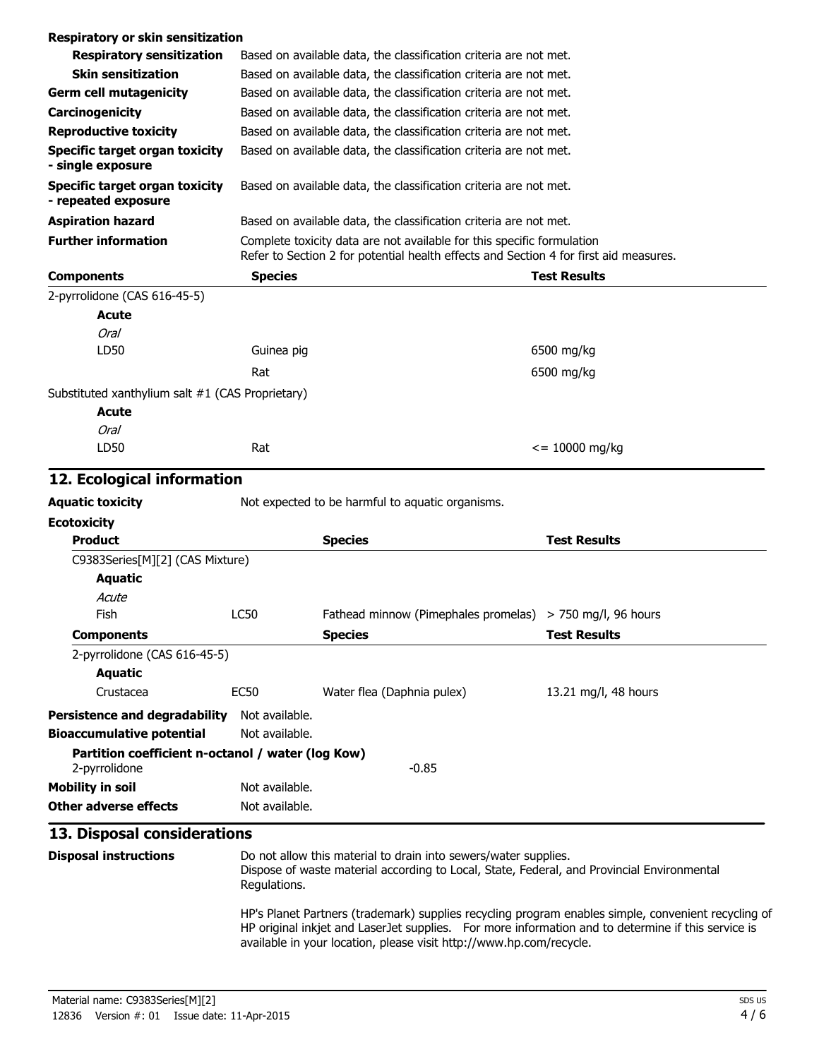**Respiratory or skin sensitization**

| | |
|---|---|
| **Respiratory sensitization** | Based on available data, the classification criteria are not met. |
| **Skin sensitization** | Based on available data, the classification criteria are not met. |
| **Germ cell mutagenicity** | Based on available data, the classification criteria are not met. |
| **Carcinogenicity** | Based on available data, the classification criteria are not met. |
| **Reproductive toxicity** | Based on available data, the classification criteria are not met. |
| **Specific target organ toxicity - single exposure** | Based on available data, the classification criteria are not met. |
| **Specific target organ toxicity - repeated exposure** | Based on available data, the classification criteria are not met. |
| **Aspiration hazard** | Based on available data, the classification criteria are not met. |
| **Further information** | Complete toxicity data are not available for this specific formulation<br>Refer to Section 2 for potential health effects and Section 4 for first aid measures. |

| Components | Species | Test Results |
|---|---|---|
| 2-pyrrolidone (CAS 616-45-5) | | |
| **Acute** | | |
| *Oral* | | |
| LD50 | Guinea pig | 6500 mg/kg |
| | Rat | 6500 mg/kg |
| Substituted xanthylium salt #1 (CAS Proprietary) | | |
| **Acute** | | |
| *Oral* | | |
| LD50 | Rat | <= 10000 mg/kg |

## 12. Ecological information

**Aquatic toxicity** Not expected to be harmful to aquatic organisms.

**Ecotoxicity**

| Product | | Species | Test Results |
|---|---|---|---|
| C9383Series[M][2] (CAS Mixture) | | | |
| **Aquatic** | | | |
| *Acute* | | | |
| Fish | LC50 | Fathead minnow (Pimephales promelas) | > 750 mg/l, 96 hours |
| **Components** | | **Species** | **Test Results** |
| 2-pyrrolidone (CAS 616-45-5) | | | |
| **Aquatic** | | | |
| Crustacea | EC50 | Water flea (Daphnia pulex) | 13.21 mg/l, 48 hours |

**Persistence and degradability** Not available.

**Bioaccumulative potential** Not available.

**Partition coefficient n-octanol / water (log Kow)**
2-pyrrolidone -0.85

**Mobility in soil** Not available.

**Other adverse effects** Not available.

## 13. Disposal considerations

**Disposal instructions**

Do not allow this material to drain into sewers/water supplies.
Dispose of waste material according to Local, State, Federal, and Provincial Environmental Regulations.

HP's Planet Partners (trademark) supplies recycling program enables simple, convenient recycling of HP original inkjet and LaserJet supplies. For more information and to determine if this service is available in your location, please visit http://www.hp.com/recycle.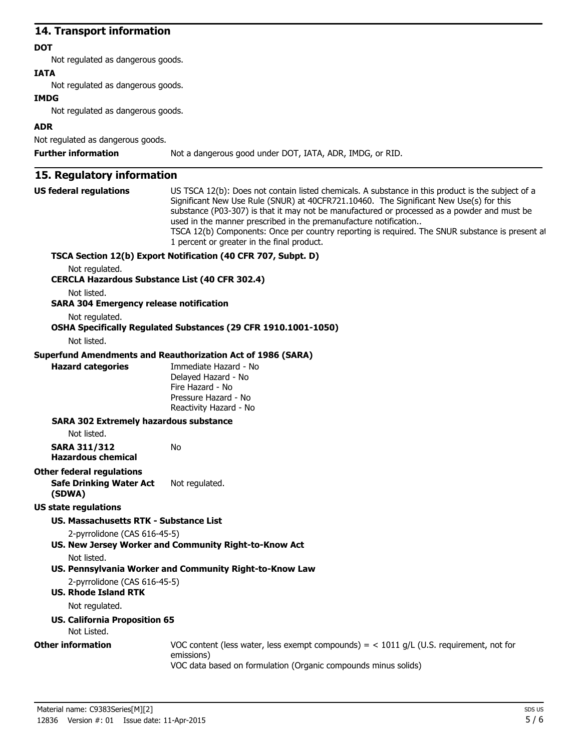## 14. Transport information

**DOT**

Not regulated as dangerous goods.

**IATA**

Not regulated as dangerous goods.

**IMDG**

Not regulated as dangerous goods.

**ADR**

Not regulated as dangerous goods.

**Further information** Not a dangerous good under DOT, IATA, ADR, IMDG, or RID.

## 15. Regulatory information

**US federal regulations** US TSCA 12(b): Does not contain listed chemicals. A substance in this product is the subject of a Significant New Use Rule (SNUR) at 40CFR721.10460. The Significant New Use(s) for this substance (P03-307) is that it may not be manufactured or processed as a powder and must be used in the manner prescribed in the premanufacture notification..
TSCA 12(b) Components: Once per country reporting is required. The SNUR substance is present at 1 percent or greater in the final product.

**TSCA Section 12(b) Export Notification (40 CFR 707, Subpt. D)**

Not regulated.

**CERCLA Hazardous Substance List (40 CFR 302.4)**

Not listed.

**SARA 304 Emergency release notification**

Not regulated.

**OSHA Specifically Regulated Substances (29 CFR 1910.1001-1050)**

Not listed.

**Superfund Amendments and Reauthorization Act of 1986 (SARA)**

**Hazard categories**
Immediate Hazard - No
Delayed Hazard - No
Fire Hazard - No
Pressure Hazard - No
Reactivity Hazard - No

**SARA 302 Extremely hazardous substance**

Not listed.

**SARA 311/312 Hazardous chemical** No

**Other federal regulations**

**Safe Drinking Water Act (SDWA)** Not regulated.

**US state regulations**

**US. Massachusetts RTK - Substance List**

2-pyrrolidone (CAS 616-45-5)

**US. New Jersey Worker and Community Right-to-Know Act**

Not listed.

**US. Pennsylvania Worker and Community Right-to-Know Law**

2-pyrrolidone (CAS 616-45-5)

**US. Rhode Island RTK**

Not regulated.

**US. California Proposition 65**

Not Listed.

**Other information** VOC content (less water, less exempt compounds) = < 1011 g/L (U.S. requirement, not for emissions)
VOC data based on formulation (Organic compounds minus solids)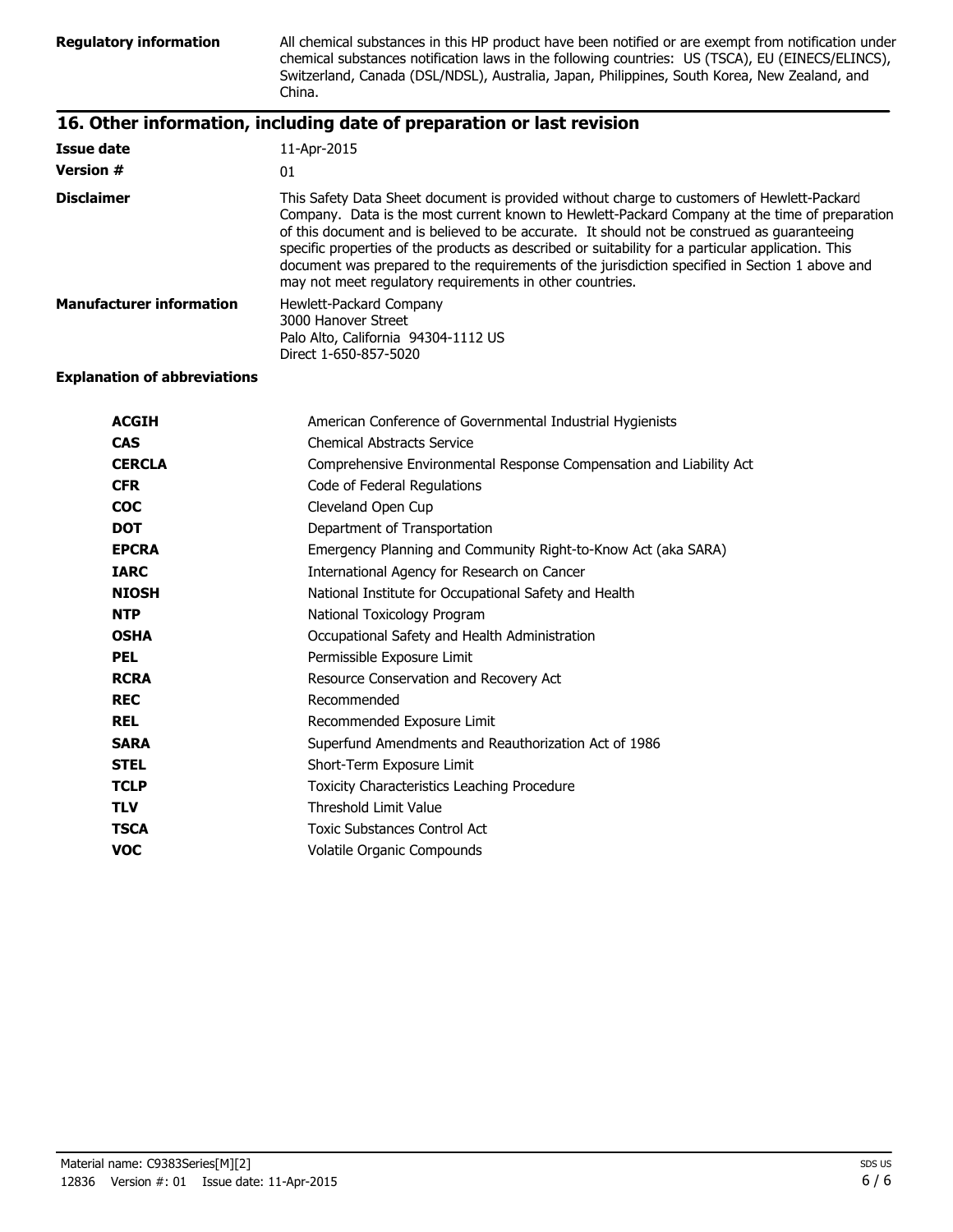**Regulatory information** All chemical substances in this HP product have been notified or are exempt from notification under chemical substances notification laws in the following countries: US (TSCA), EU (EINECS/ELINCS), Switzerland, Canada (DSL/NDSL), Australia, Japan, Philippines, South Korea, New Zealand, and China.

## 16. Other information, including date of preparation or last revision

**Issue date** 11-Apr-2015

**Version #** 01

**Disclaimer** This Safety Data Sheet document is provided without charge to customers of Hewlett-Packard Company. Data is the most current known to Hewlett-Packard Company at the time of preparation of this document and is believed to be accurate. It should not be construed as guaranteeing specific properties of the products as described or suitability for a particular application. This document was prepared to the requirements of the jurisdiction specified in Section 1 above and may not meet regulatory requirements in other countries.

**Manufacturer information** Hewlett-Packard Company
3000 Hanover Street
Palo Alto, California 94304-1112 US
Direct 1-650-857-5020

**Explanation of abbreviations**

| | |
|---|---|
| **ACGIH** | American Conference of Governmental Industrial Hygienists |
| **CAS** | Chemical Abstracts Service |
| **CERCLA** | Comprehensive Environmental Response Compensation and Liability Act |
| **CFR** | Code of Federal Regulations |
| **COC** | Cleveland Open Cup |
| **DOT** | Department of Transportation |
| **EPCRA** | Emergency Planning and Community Right-to-Know Act (aka SARA) |
| **IARC** | International Agency for Research on Cancer |
| **NIOSH** | National Institute for Occupational Safety and Health |
| **NTP** | National Toxicology Program |
| **OSHA** | Occupational Safety and Health Administration |
| **PEL** | Permissible Exposure Limit |
| **RCRA** | Resource Conservation and Recovery Act |
| **REC** | Recommended |
| **REL** | Recommended Exposure Limit |
| **SARA** | Superfund Amendments and Reauthorization Act of 1986 |
| **STEL** | Short-Term Exposure Limit |
| **TCLP** | Toxicity Characteristics Leaching Procedure |
| **TLV** | Threshold Limit Value |
| **TSCA** | Toxic Substances Control Act |
| **VOC** | Volatile Organic Compounds |